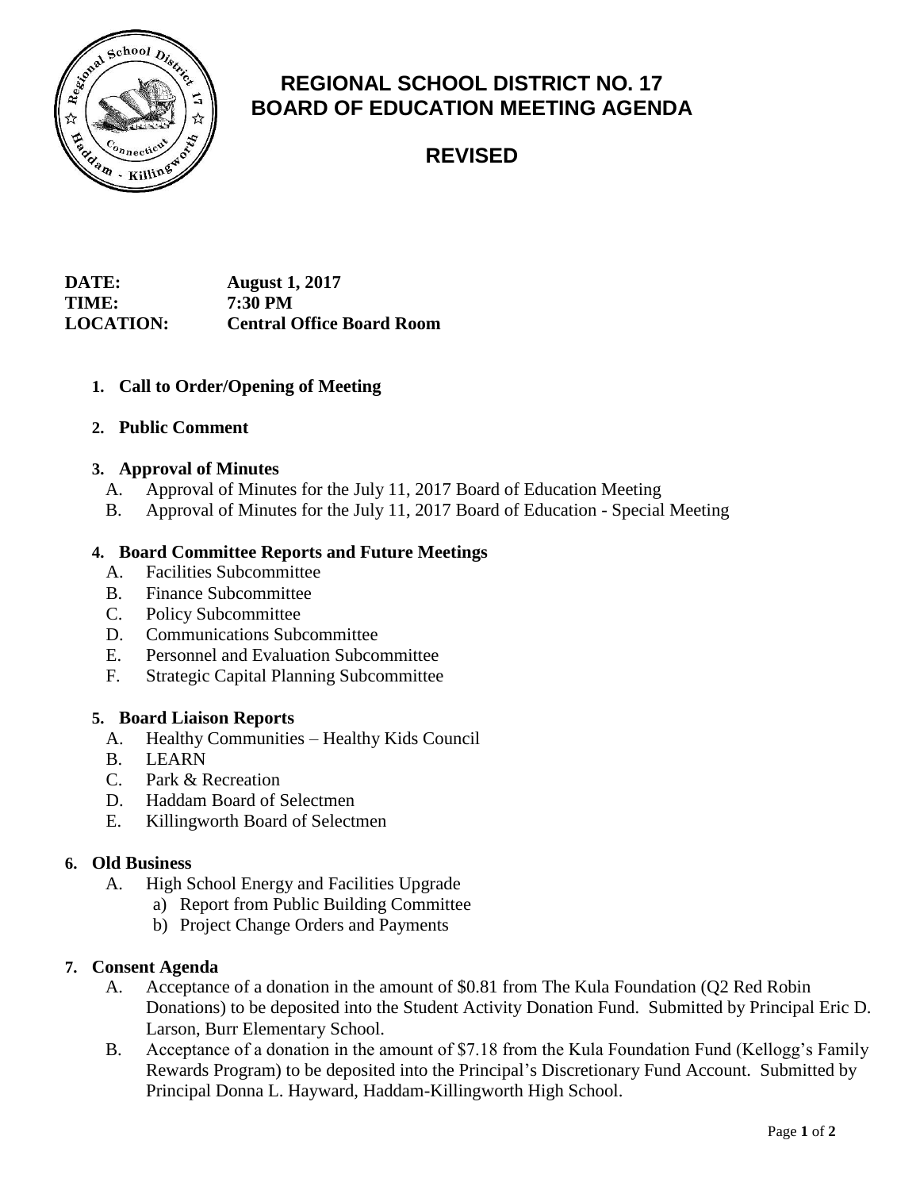# REGIONAL SCHOOL DISTRICT NO. 17
# BOARD OF EDUCATION MEETING AGENDA

## REVISED

**DATE:** **August 1, 2017**
**TIME:** **7:30 PM**
**LOCATION:** **Central Office Board Room**

1. **Call to Order/Opening of Meeting**

2. **Public Comment**

3. **Approval of Minutes**
   - A. Approval of Minutes for the July 11, 2017 Board of Education Meeting
   - B. Approval of Minutes for the July 11, 2017 Board of Education - Special Meeting

4. **Board Committee Reports and Future Meetings**
   - A. Facilities Subcommittee
   - B. Finance Subcommittee
   - C. Policy Subcommittee
   - D. Communications Subcommittee
   - E. Personnel and Evaluation Subcommittee
   - F. Strategic Capital Planning Subcommittee

5. **Board Liaison Reports**
   - A. Healthy Communities – Healthy Kids Council
   - B. LEARN
   - C. Park & Recreation
   - D. Haddam Board of Selectmen
   - E. Killingworth Board of Selectmen

6. **Old Business**
   - A. High School Energy and Facilities Upgrade
     - a) Report from Public Building Committee
     - b) Project Change Orders and Payments

7. **Consent Agenda**
   - A. Acceptance of a donation in the amount of $0.81 from The Kula Foundation (Q2 Red Robin Donations) to be deposited into the Student Activity Donation Fund. Submitted by Principal Eric D. Larson, Burr Elementary School.
   - B. Acceptance of a donation in the amount of $7.18 from the Kula Foundation Fund (Kellogg's Family Rewards Program) to be deposited into the Principal's Discretionary Fund Account. Submitted by Principal Donna L. Hayward, Haddam-Killingworth High School.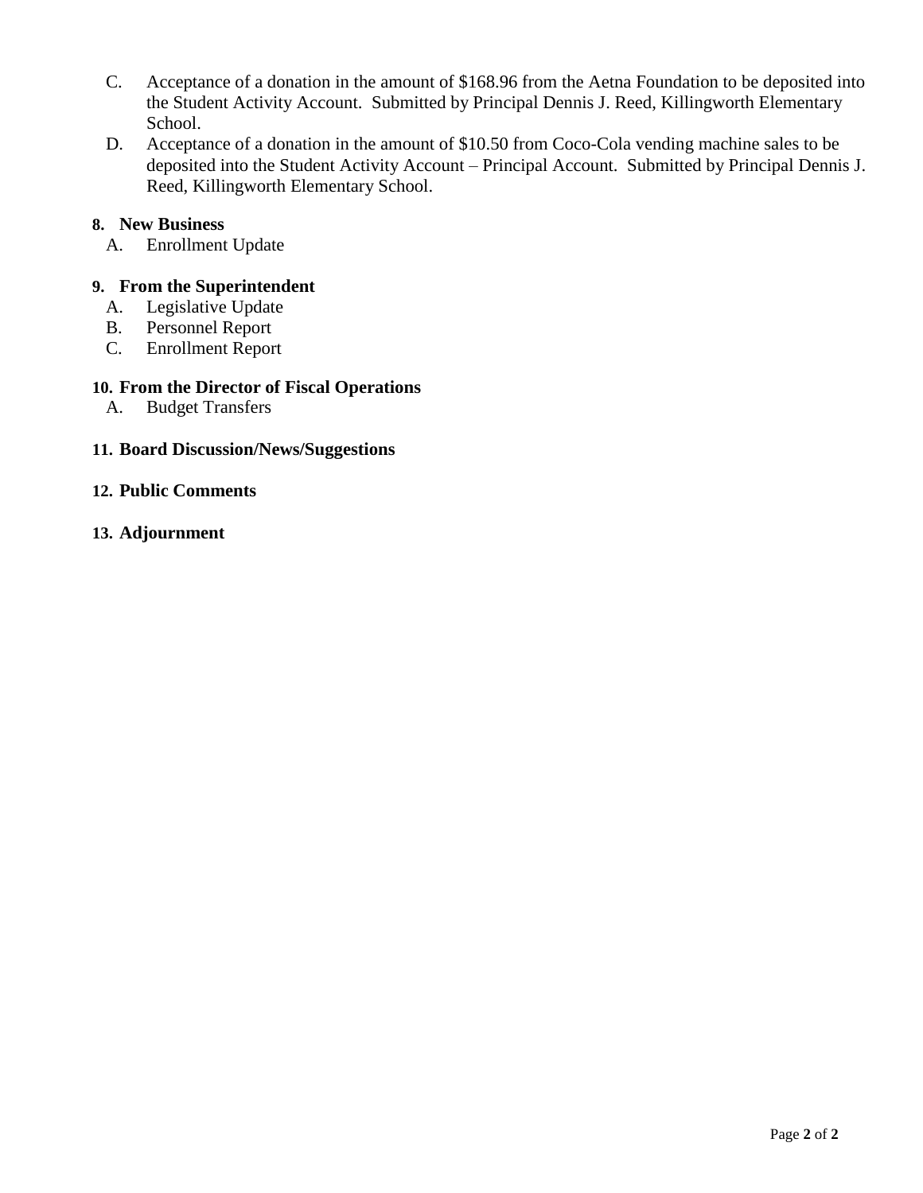C. Acceptance of a donation in the amount of $168.96 from the Aetna Foundation to be deposited into the Student Activity Account. Submitted by Principal Dennis J. Reed, Killingworth Elementary School.

D. Acceptance of a donation in the amount of $10.50 from Coco-Cola vending machine sales to be deposited into the Student Activity Account – Principal Account. Submitted by Principal Dennis J. Reed, Killingworth Elementary School.

**8. New Business**

A. Enrollment Update

**9. From the Superintendent**

A. Legislative Update

B. Personnel Report

C. Enrollment Report

**10. From the Director of Fiscal Operations**

A. Budget Transfers

**11. Board Discussion/News/Suggestions**

**12. Public Comments**

**13. Adjournment**